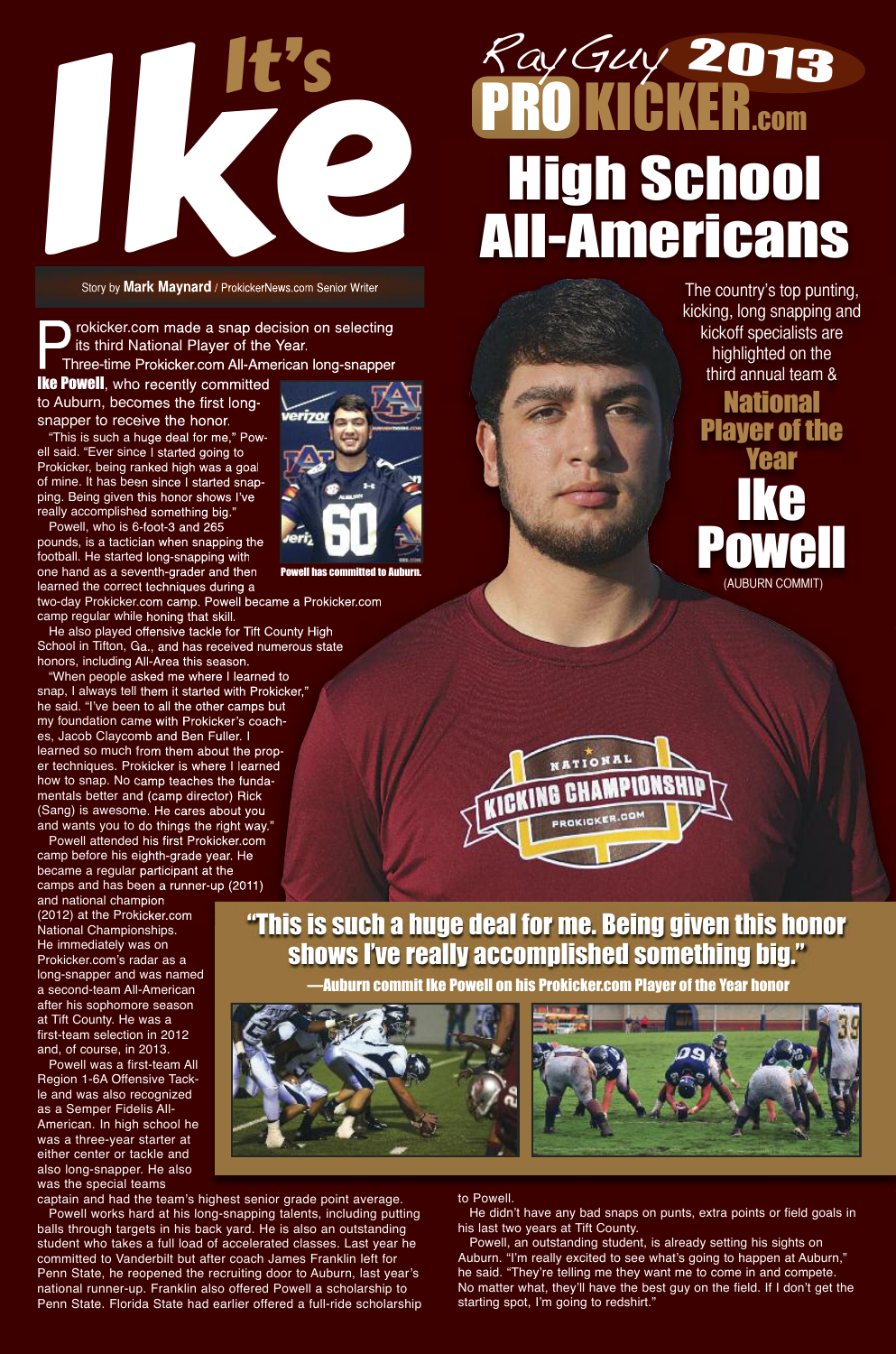# It's Ike

# Ray Guy 2013 PROKICKER.com High School All-Americans

The country's top punting, kicking, long snapping and kickoff specialists are highlighted on the third annual team &

## National Player of the Year

## Ike Powell

(AUBURN COMMIT)

Story by **Mark Maynard** / ProkickerNews.com Senior Writer

Prokicker.com made a snap decision on selecting its third National Player of the Year. Three-time Prokicker.com All-American long-snapper **Ike Powell**, who recently committed to Auburn, becomes the first long-snapper to receive the honor.

"This is such a huge deal for me," Powell said. "Ever since I started going to Prokicker, being ranked high was a goal of mine. It has been since I started snapping. Being given this honor shows I've really accomplished something big."

Powell, who is 6-foot-3 and 265 pounds, is a tactician when snapping the football. He started long-snapping with one hand as a seventh-grader and then learned the correct techniques during a two-day Prokicker.com camp. Powell became a Prokicker.com camp regular while honing that skill.

**Powell has committed to Auburn.**

He also played offensive tackle for Tift County High School in Tifton, Ga., and has received numerous state honors, including All-Area this season.

"When people asked me where I learned to snap, I always tell them it started with Prokicker," he said. "I've been to all the other camps but my foundation came with Prokicker's coaches, Jacob Claycomb and Ben Fuller. I learned so much from them about the proper techniques. Prokicker is where I learned how to snap. No camp teaches the fundamentals better and (camp director) Rick (Sang) is awesome. He cares about you and wants you to do things the right way."

Powell attended his first Prokicker.com camp before his eighth-grade year. He became a regular participant at the camps and has been a runner-up (2011) and national champion (2012) at the Prokicker.com National Championships. He immediately was on Prokicker.com's radar as a long-snapper and was named a second-team All-American after his sophomore season at Tift County. He was a first-team selection in 2012 and, of course, in 2013.

Powell was a first-team All Region 1-6A Offensive Tackle and was also recognized as a Semper Fidelis All-American. In high school he was a three-year starter at either center or tackle and also long-snapper. He also was the special teams captain and had the team's highest senior grade point average.

Powell works hard at his long-snapping talents, including putting balls through targets in his back yard. He is also an outstanding student who takes a full load of accelerated classes. Last year he committed to Vanderbilt but after coach James Franklin left for Penn State, he reopened the recruiting door to Auburn, last year's national runner-up. Franklin also offered Powell a scholarship to Penn State. Florida State had earlier offered a full-ride scholarship to Powell.

He didn't have any bad snaps on punts, extra points or field goals in his last two years at Tift County.

Powell, an outstanding student, is already setting his sights on Auburn. "I'm really excited to see what's going to happen at Auburn," he said. "They're telling me they want me to come in and compete. No matter what, they'll have the best guy on the field. If I don't get the starting spot, I'm going to redshirt."

> **"This is such a huge deal for me. Being given this honor shows I've really accomplished something big."**
>
> **—Auburn commit Ike Powell on his Prokicker.com Player of the Year honor**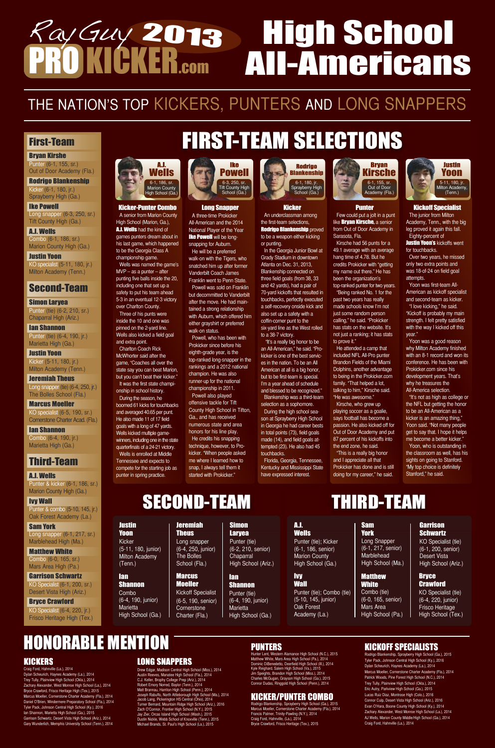# Ray Guy 2013 PRO KICKER.com High School All-Americans

## THE NATION'S TOP KICKERS, PUNTERS AND LONG SNAPPERS

### First-Team

**Bryan Kirshe**
Punter (6-1, 155, sr.)
Out of Door Academy (Fla.)

**Rodrigo Blankenship**
Kicker (6-1, 180, jr.)
Sprayberry High (Ga.)

**Ike Powell**
Long snapper (6-3, 250, sr.)
Tift County High (Ga.)

**A.J. Wells**
Combo (6-1, 186, sr.)
Marion County High (Ga.)

**Justin Yoon**
KO specialist (5-11, 180, jr.)
Milton Academy (Tenn.)

### Second-Team

**Simon Laryea**
Punter (tie) (6-2, 210, sr.)
Chaparral High (Ariz.)

**Ian Shannon**
Punter (tie) (6-4, 190, jr.)
Marietta High (Ga.)

**Justin Yoon**
Kicker (5-11, 180, jr.)
Milton Academy (Tenn.)

**Jeremiah Theus**
Long snapper (tie) (6-4, 250, jr.)
The Bolles School (Fla.)

**Marcus Moeller**
KO specialist (6-5, 190, sr.)
Cornerstone Charter Acad. (Fla.)

**Ian Shannon**
Combo (6-4, 190, jr.)
Marietta High (Ga.)

### Third-Team

**A.J. Wells**
Punter & kicker (6-1, 186, sr.)
Marion County High (Ga.)

**Ivy Wall**
Punter & combo (5-10, 145, jr.)
Oak Forest Academy (La.)

**Sam York**
Long snapper (6-1, 217, sr.)
Marblehead High (Ma.)

**Matthew White**
Combo (6-0, 165, sr.)
Mars Area High (Pa.)

**Garrison Schwartz**
KO Specialist (6-1, 200, sr.)
Desert Vista High (Ariz.)

**Bryce Crawford**
KO Specialist (6-4, 220, jr.)
Frisco Heritage High (Tex.)

# FIRST-TEAM SELECTIONS

### Kicker-Punter Combo

**A.J. Wells** — 6-1, 186, sr. Marion County High School (Ga.)

A senior from Marion County High School (Marion, Ga.), **A.J. Wells** had the kind of games punters dream about in his last game, which happened to be the Georgia Class A championship game.

Wells was named the game's MVP – as a punter – after punting five balls inside the 20, including one that set up a safety to put his team ahead 5-3 in an eventual 12-3 victory over Charlton County.

Three of his punts were inside the 10 and one was pinned on the 2-yard line. Wells also kicked a field goal and extra point.

Charlton Coach Rick McWhorter said after the game, "Coaches all over the state say you can beat Marion, but you can't beat their kicker."

It was the first state championship in school history.

During the season, he boomed 61 kicks for touchbacks and averaged 40.65 per punt. He also made 11 of 17 field goals with a long of 47 yards. Wells kicked multiple game-winners, including one in the state quarterfinals of a 24-21 victory.

Wells is enrolled at Middle Tennessee and expects to compete for the starting job as punter in spring practice.

### Long Snapper

**Ike Powell** — 6-3, 250, sr. Tift County High School (Ga.)

A three-time Prokicker All-American and the 2014 National Player of the Year **Ike Powell** will be long-snapping for Auburn.

He will be a preferred walk-on with the Tigers, who snatched him up after former Vanderbilt Coach James Franklin went to Penn State.

Powell was sold on Franklin but decommitted to Vanderbilt after the move. He had maintained a strong relationship with Auburn, which offered him either grayshirt or preferred walk-on status.

Powell, who has been with Prokicker since before his eighth-grade year, is the top-ranked long-snapper in the rankings and a 2012 national champion. He was also runner-up for the national championship in 2011.

Powell also played offensive tackle for Tift County High School in Tifton, Ga., and has received numerous state and area honors for his line play.

He credits his snapping technique, however, to Prokicker. "When people asked me where I learned how to snap, I always tell them it started with Prokicker."

### Kicker

**Rodrigo Blankenship** — 6-1, 180, jr. Sprayberry High School (Ga.)

An underclassman among the first-team selections, **Rodrigo Blankenship** proved to be a weapon either kicking or punting.

In the Georgia Junior Bowl at Grady Stadium in downtown Atlanta on Dec. 31, 2013, Blankenship connected on three field goals (from 38, 33 and 42 yards), had a pair of 70-yard kickoffs that resulted in touchbacks, perfectly executed a self-recovery onside kick and also set up a safety with a coffin-corner punt to the six-yard line as the West rolled to a 38-7 victory.

"It's a really big honor to be an All-American," he said. "Prokicker is one of the best services in the nation. To be an All American at all is a big honor, but to be first-team is special. I'm a year ahead of schedule and blessed to be recognized."

Blankenship was a third-team selection as a sophomore.

During the high school season at Sprayberry High School in Georgia he had career bests in total points (73), field goals made (14), and field goals attempted (23). He also had 45 touchbacks.

Florida, Georgia, Tennessee, Kentucky and Mississippi State have expressed interest.

### Punter

**Bryan Kirsche** — 6-1, 155, sr. Out of Door Academy (Fla.)

Few could put a jolt in a punt like **Bryan Kirsche,** a senior from Out of Door Academy in Sarasota, Fla.

Kirsche had 56 punts for a 49.1 average with an average hang time of 4.78. But he credits Prokicker with "getting my name out there." He has been the organization's top-ranked punter for two years.

"Being ranked No. 1 for the past two years has really made schools know I'm not just some random person calling," he said. "Prokicker has stats on the website. It's not just a ranking; it has stats to prove it."

He attended a camp that included NFL All-Pro punter Brandon Fields of the Miami Dolphins, another advantage to being in the Prokicker.com family. "That helped a lot, talking to him," Kirsche said. "He was awesome."

Kirsche, who grew up playing soccer as a goalie, says football has become a passion. He also kicked off for Out of Door Academy and put 87 percent of his kickoffs into the end zone, he said.

"This is a really big honor and I appreciate all that Prokicker has done and is still doing for my career," he said.

### Kickoff Specialist

**Justin Yoon** — 5-11, 180, jr. Milton Academy, (Tenn.)

The junior from Milton Academy, Tenn., with the big leg proved it again this fall.

Eighty-percent of **Justin Yoon's** kickoffs went for touchbacks.

Over two years, he missed only two extra points and was 18-of-24 on field goal attempts.

Yoon was first-team All-American as kickoff specialist and second-team as kicker.

"I love kicking," he said. "Kickoff is probably my main strength. I felt pretty satisfied with the way I kicked off this year."

Yoon was a good reason why Milton Academy finished with an 8-1 record and won its conference. He has been with Prokicker.com since his development years. That's why he treasures the All-America selection.

"It's not as high as college or the NFL but getting the honor to be an All-American as a kicker is an amazing thing," Yoon said. "Not many people get to say that. I hope it helps me become a better kicker."

Yoon, who is outstanding in the classroom as well, has his sights on going to Stanford. "My top choice is definitely Stanford," he said.

# SECOND-TEAM

**Justin Yoon**
Kicker
(5-11, 180, junior)
Milton Academy (Tenn.)

**Jeremiah Theus**
Long snapper
(6-4, 250, junior)
The Bolles School (Fla.)

**Simon Laryea**
Punter (tie)
(6-2, 210, senior)
Chaparral High School (Ariz.)

**Ian Shannon**
Combo
(6-4, 190, junior)
Marietta High School (Ga.)

**Marcus Moeller**
Kickoff Specialist
(6-5, 190, senior)
Cornerstone Charter (Fla.)

**Ian Shannon**
Punter (tie)
(6-4, 190, junior)
Marietta High School (Ga.)

# THIRD-TEAM

**A.J. Wells**
Punter (tie); Kicker
(6-1, 186, senior)
Marion County High School (Ga.)

**Sam York**
Long Snapper
(6-1, 217, senior)
Marblehead High School (Ma.)

**Garrison Schwartz**
KO Specialist (tie)
(6-1, 200, senior)
Desert Vista High School (Ariz.)

**Ivy Wall**
Punter (tie); Combo (tie)
(5-10, 145, junior)
Oak Forest Academy (La.)

**Matthew White**
Combo (tie)
(6-0, 165, senior)
Mars Area High School (Pa.)

**Bryce Crawford**
KO Specialist (tie)
(6-4, 220, junior)
Frisco Heritage High School (Tex.)

# HONORABLE MENTION

## KICKERS

Craig Ford, Hahnville (La.), 2014
Dylan Scheurich, Haynes Academy (La.), 2014
Trey Tully, Plainview High School (Okla.), 2014
Zachary Alexander, West Monroe High School (La.), 2014
Bryce Crawford, Frisco Heritage High (Tex.), 2015
Marcus Moeller, Cornerstone Charter Academy (Fla.), 2014
Daniel O'Brien, Windermere Preparatory School (Fla.), 2014
Tyler Pack, Johnson Central High School (Ky.), 2016
Ian Shannon, Marietta High School (Ga.), 2015
Garrison Schwartz, Desert Vista High School (Ariz.), 2014
Gary Wunderlich, Memphis University School (Tenn.), 2014

## LONG SNAPPERS

Drew Edgar, Madison Central High School (Miss.), 2014
Austin Reeves, Manatee High School (Fla.), 2014
C.J. Keller, Brophy College Prep (Ariz.), 2014
Robert Emory Norred, Baylor (Tenn.), 2014
Matt Brannau, Harriton High School (Penn.), 2014
Joseph Rabuffo, North Attleborough High School (Ma.), 2014
Jacob Lang, Pickerington HS Central (Ohio), 2014
Turner Bernard, Mountain Ridge High School (Ariz.), 2016
Zach O'Connor, Frontier High School (N.Y.), 2015
Jay Zier, Orcas Island High School (Wash.), 2015
Dustin Nickle, Webb School of Knoxville (Tenn.), 2015
Michael Brands, St. Paul's High School (La.), 2015

## PUNTERS

Hunter Lent, Western Alamance High School (N.C.), 2015
Matthew White, Mars Area High School (Pa.), 2014
Dominic DiBenedetto, Deerfield High School (Ill.), 2014
Kyle Reighard, Salem High School (Va.), 2015
Jim Speights, Brandon High School (Miss.), 2014
Charles McGugan, Grayson High School (Ga.), 2015
Connor Dudas, Ringgold High School (Penn.), 2014

## KICKER/PUNTER COMBO

Rodrigo Blankenship, Sprayberry High School (Ga.), 2015
Marcus Moeller, Cornerstone Charter Academy (Fla.), 2014
Francis Palmer, Trinity-Pawling (N.Y.), 2014
Craig Ford, Hahnville (La.), 2014
Bryce Crawford, Frisco Heritage (Tex.), 2015

## KICKOFF SPECIALISTS

Rodrigo Blankenship, Sprayberry High School (Ga.), 2015
Tyler Pack, Johnson Central High School (Ky.), 2016
Dylan Scheurich, Haynes Academy (La.), 2014
Marcus Moeller, Cornerstone Charter Academy (Fla.), 2014
Patrick Woods, Pine Forest High School (N.C.), 2014
Trey Tully, Plainview High School (Okla.), 2014
Eric Autry, Parkview High School (Ga.), 2015
Lucas Ruiz Diaz, Montrose High (Colo.), 2016
Connor Culp, Desert Vista High School (Ariz.), 2016
Evan O'Hara, Boone County High School (Ky.), 2014
Zachary Alexander, West Monroe High School (La.), 2014
AJ Wells, Marion County Middle/High School (Ga.), 2014
Craig Ford, Hahnville (La.), 2014